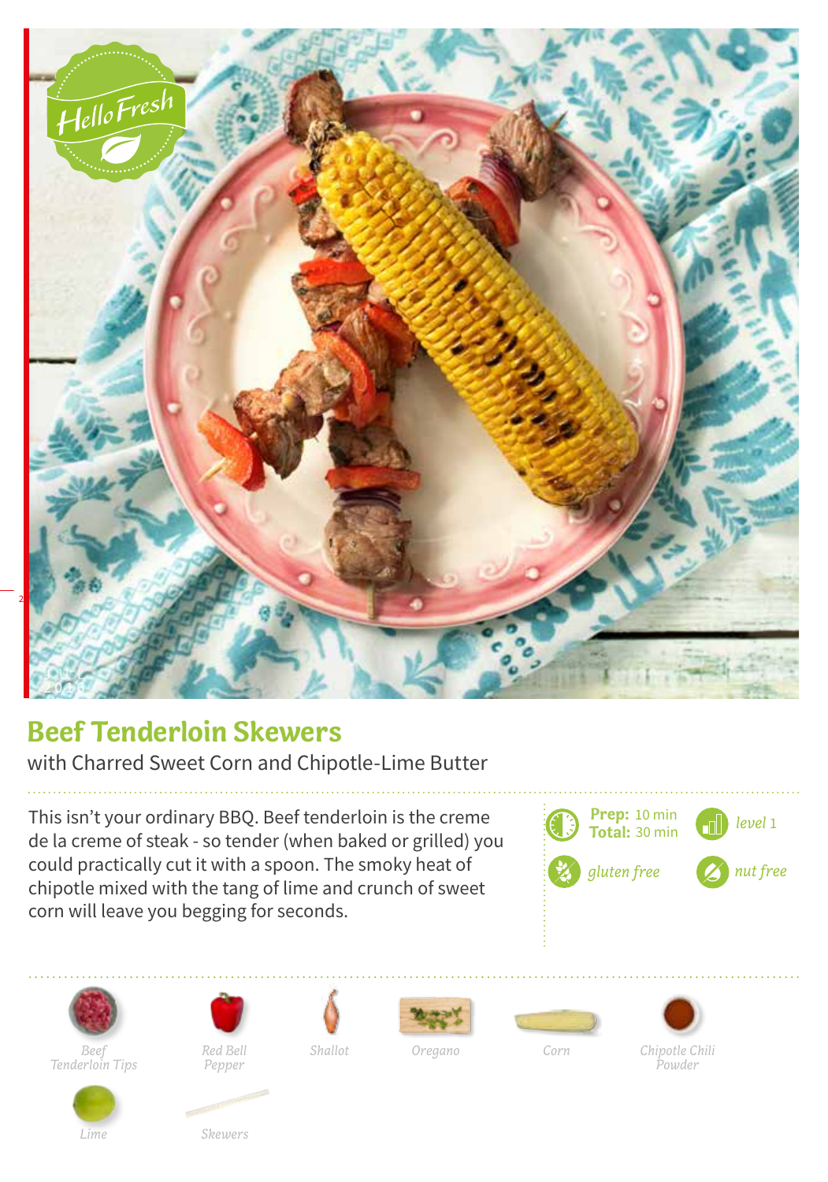# Beef Tenderloin Skewers

with Charred Sweet Corn and Chipotle-Lime Butter

This isn't your ordinary BBQ. Beef tenderloin is the creme de la creme of steak - so tender (when baked or grilled) you could practically cut it with a spoon. The smoky heat of chipotle mixed with the tang of lime and crunch of sweet corn will leave you begging for seconds.

**Prep:** 10 min
**Total:** 30 min

*level* 1

*gluten free*

*nut free*

- *Beef Tenderloin Tips*
- *Red Bell Pepper*
- *Shallot*
- *Oregano*
- *Corn*
- *Chipotle Chili Powder*
- *Lime*
- *Skewers*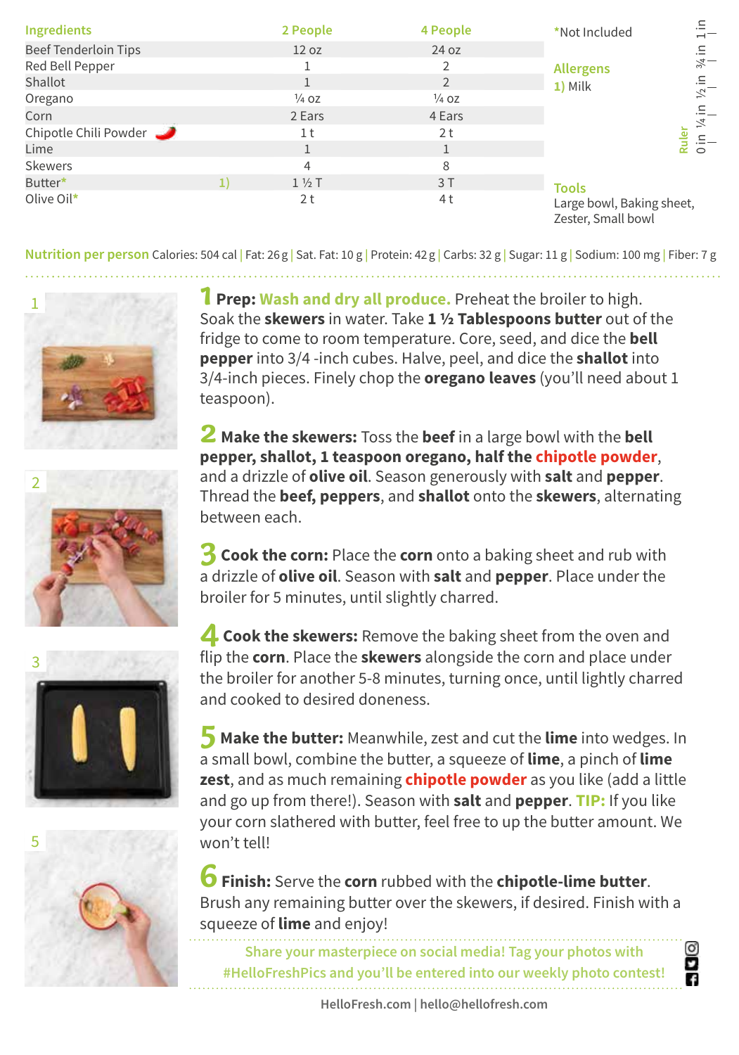| Ingredients | | 2 People | 4 People |
|---|---|---|---|
| Beef Tenderloin Tips | | 12 oz | 24 oz |
| Red Bell Pepper | | 1 | 2 |
| Shallot | | 1 | 2 |
| Oregano | | ¼ oz | ¼ oz |
| Corn | | 2 Ears | 4 Ears |
| Chipotle Chili Powder | | 1 t | 2 t |
| Lime | | 1 | 1 |
| Skewers | | 4 | 8 |
| Butter* | 1) | 1 ½ T | 3 T |
| Olive Oil* | | 2 t | 4 t |

*Not Included

**Allergens**
1) Milk

**Tools**
Large bowl, Baking sheet, Zester, Small bowl

Ruler: 0 in, ¼ in, ½ in, ¾ in, 1 in

**Nutrition per person** Calories: 504 cal | Fat: 26 g | Sat. Fat: 10 g | Protein: 42 g | Carbs: 32 g | Sugar: 11 g | Sodium: 100 mg | Fiber: 7 g

**1 Prep: Wash and dry all produce.** Preheat the broiler to high. Soak the **skewers** in water. Take **1 ½ Tablespoons butter** out of the fridge to come to room temperature. Core, seed, and dice the **bell pepper** into 3/4 -inch cubes. Halve, peel, and dice the **shallot** into 3/4-inch pieces. Finely chop the **oregano leaves** (you'll need about 1 teaspoon).

**2 Make the skewers:** Toss the **beef** in a large bowl with the **bell pepper, shallot, 1 teaspoon oregano, half the chipotle powder**, and a drizzle of **olive oil**. Season generously with **salt** and **pepper**. Thread the **beef, peppers**, and **shallot** onto the **skewers**, alternating between each.

**3 Cook the corn:** Place the **corn** onto a baking sheet and rub with a drizzle of **olive oil**. Season with **salt** and **pepper**. Place under the broiler for 5 minutes, until slightly charred.

**4 Cook the skewers:** Remove the baking sheet from the oven and flip the **corn**. Place the **skewers** alongside the corn and place under the broiler for another 5-8 minutes, turning once, until lightly charred and cooked to desired doneness.

**5 Make the butter:** Meanwhile, zest and cut the **lime** into wedges. In a small bowl, combine the butter, a squeeze of **lime**, a pinch of **lime zest**, and as much remaining **chipotle powder** as you like (add a little and go up from there!). Season with **salt** and **pepper**. **TIP:** If you like your corn slathered with butter, feel free to up the butter amount. We won't tell!

**6 Finish:** Serve the **corn** rubbed with the **chipotle-lime butter**. Brush any remaining butter over the skewers, if desired. Finish with a squeeze of **lime** and enjoy!

Share your masterpiece on social media! Tag your photos with #HelloFreshPics and you'll be entered into our weekly photo contest!

HelloFresh.com | hello@hellofresh.com